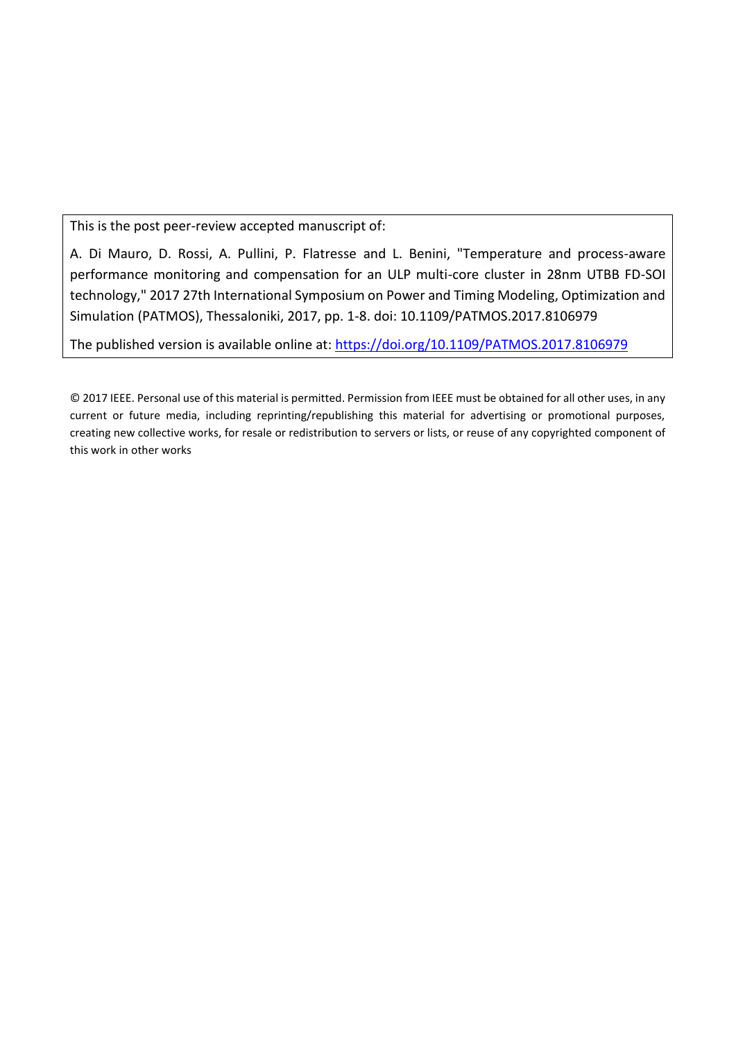This is the post peer-review accepted manuscript of:

A. Di Mauro, D. Rossi, A. Pullini, P. Flatresse and L. Benini, "Temperature and process-aware performance monitoring and compensation for an ULP multi-core cluster in 28nm UTBB FD-SOI technology," 2017 27th International Symposium on Power and Timing Modeling, Optimization and Simulation (PATMOS), Thessaloniki, 2017, pp. 1-8. doi: 10.1109/PATMOS.2017.8106979

The published version is available online at: [https://doi.org/10.1109/PATMOS.2017.8106979](https://doi.org/10.1109/PATMOS.2017.8106979)

© 2017 IEEE. Personal use of this material is permitted. Permission from IEEE must be obtained for all other uses, in any current or future media, including reprinting/republishing this material for advertising or promotional purposes, creating new collective works, for resale or redistribution to servers or lists, or reuse of any copyrighted component of this work in other works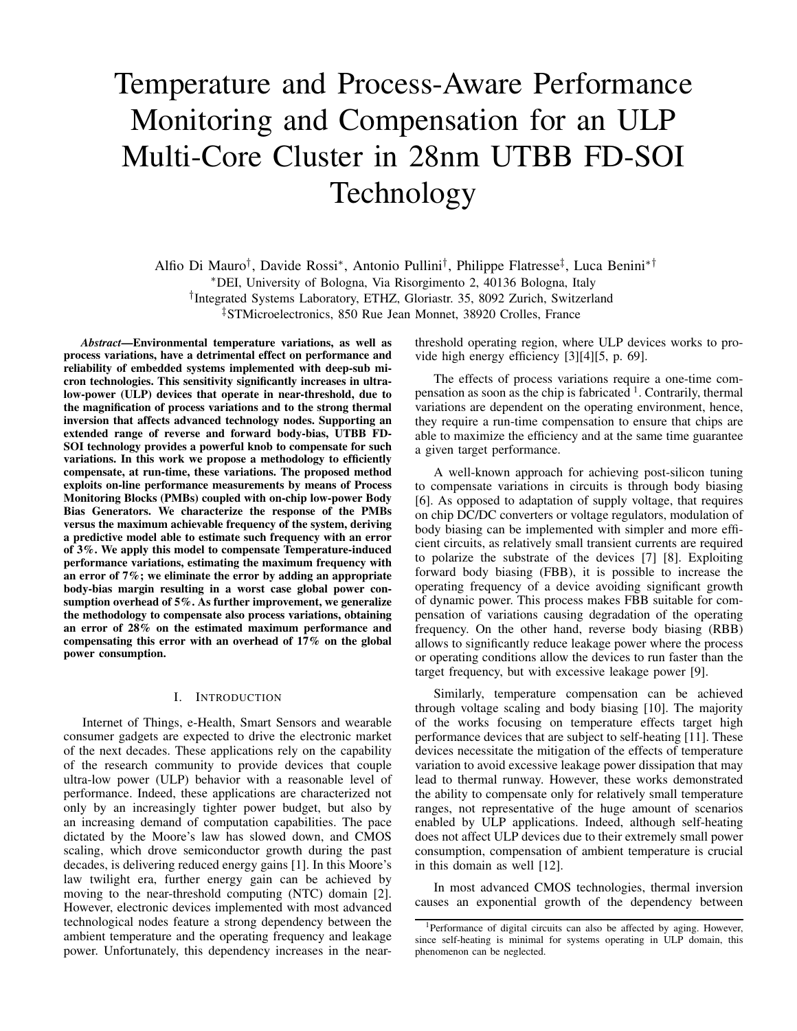# Temperature and Process-Aware Performance Monitoring and Compensation for an ULP Multi-Core Cluster in 28nm UTBB FD-SOI Technology

Alfio Di Mauro[†], Davide Rossi[*], Antonio Pullini[†], Philippe Flatresse[‡], Luca Benini[*†]

[*]DEI, University of Bologna, Via Risorgimento 2, 40136 Bologna, Italy
[†]Integrated Systems Laboratory, ETHZ, Gloriastr. 35, 8092 Zurich, Switzerland
[‡]STMicroelectronics, 850 Rue Jean Monnet, 38920 Crolles, France

***Abstract*—Environmental temperature variations, as well as process variations, have a detrimental effect on performance and reliability of embedded systems implemented with deep-sub micron technologies. This sensitivity significantly increases in ultra-low-power (ULP) devices that operate in near-threshold, due to the magnification of process variations and to the strong thermal inversion that affects advanced technology nodes. Supporting an extended range of reverse and forward body-bias, UTBB FD-SOI technology provides a powerful knob to compensate for such variations. In this work we propose a methodology to efficiently compensate, at run-time, these variations. The proposed method exploits on-line performance measurements by means of Process Monitoring Blocks (PMBs) coupled with on-chip low-power Body Bias Generators. We characterize the response of the PMBs versus the maximum achievable frequency of the system, deriving a predictive model able to estimate such frequency with an error of 3%. We apply this model to compensate Temperature-induced performance variations, estimating the maximum frequency with an error of 7%; we eliminate the error by adding an appropriate body-bias margin resulting in a worst case global power consumption overhead of 5%. As further improvement, we generalize the methodology to compensate also process variations, obtaining an error of 28% on the estimated maximum performance and compensating this error with an overhead of 17% on the global power consumption.**

## I. Introduction

Internet of Things, e-Health, Smart Sensors and wearable consumer gadgets are expected to drive the electronic market of the next decades. These applications rely on the capability of the research community to provide devices that couple ultra-low power (ULP) behavior with a reasonable level of performance. Indeed, these applications are characterized not only by an increasingly tighter power budget, but also by an increasing demand of computation capabilities. The pace dictated by the Moore's law has slowed down, and CMOS scaling, which drove semiconductor growth during the past decades, is delivering reduced energy gains [1]. In this Moore's law twilight era, further energy gain can be achieved by moving to the near-threshold computing (NTC) domain [2]. However, electronic devices implemented with most advanced technological nodes feature a strong dependency between the ambient temperature and the operating frequency and leakage power. Unfortunately, this dependency increases in the near-threshold operating region, where ULP devices works to provide high energy efficiency [3][4][5, p. 69].

The effects of process variations require a one-time compensation as soon as the chip is fabricated [1]. Contrarily, thermal variations are dependent on the operating environment, hence, they require a run-time compensation to ensure that chips are able to maximize the efficiency and at the same time guarantee a given target performance.

A well-known approach for achieving post-silicon tuning to compensate variations in circuits is through body biasing [6]. As opposed to adaptation of supply voltage, that requires on chip DC/DC converters or voltage regulators, modulation of body biasing can be implemented with simpler and more efficient circuits, as relatively small transient currents are required to polarize the substrate of the devices [7] [8]. Exploiting forward body biasing (FBB), it is possible to increase the operating frequency of a device avoiding significant growth of dynamic power. This process makes FBB suitable for compensation of variations causing degradation of the operating frequency. On the other hand, reverse body biasing (RBB) allows to significantly reduce leakage power where the process or operating conditions allow the devices to run faster than the target frequency, but with excessive leakage power [9].

Similarly, temperature compensation can be achieved through voltage scaling and body biasing [10]. The majority of the works focusing on temperature effects target high performance devices that are subject to self-heating [11]. These devices necessitate the mitigation of the effects of temperature variation to avoid excessive leakage power dissipation that may lead to thermal runway. However, these works demonstrated the ability to compensate only for relatively small temperature ranges, not representative of the huge amount of scenarios enabled by ULP applications. Indeed, although self-heating does not affect ULP devices due to their extremely small power consumption, compensation of ambient temperature is crucial in this domain as well [12].

In most advanced CMOS technologies, thermal inversion causes an exponential growth of the dependency between

[1]Performance of digital circuits can also be affected by aging. However, since self-heating is minimal for systems operating in ULP domain, this phenomenon can be neglected.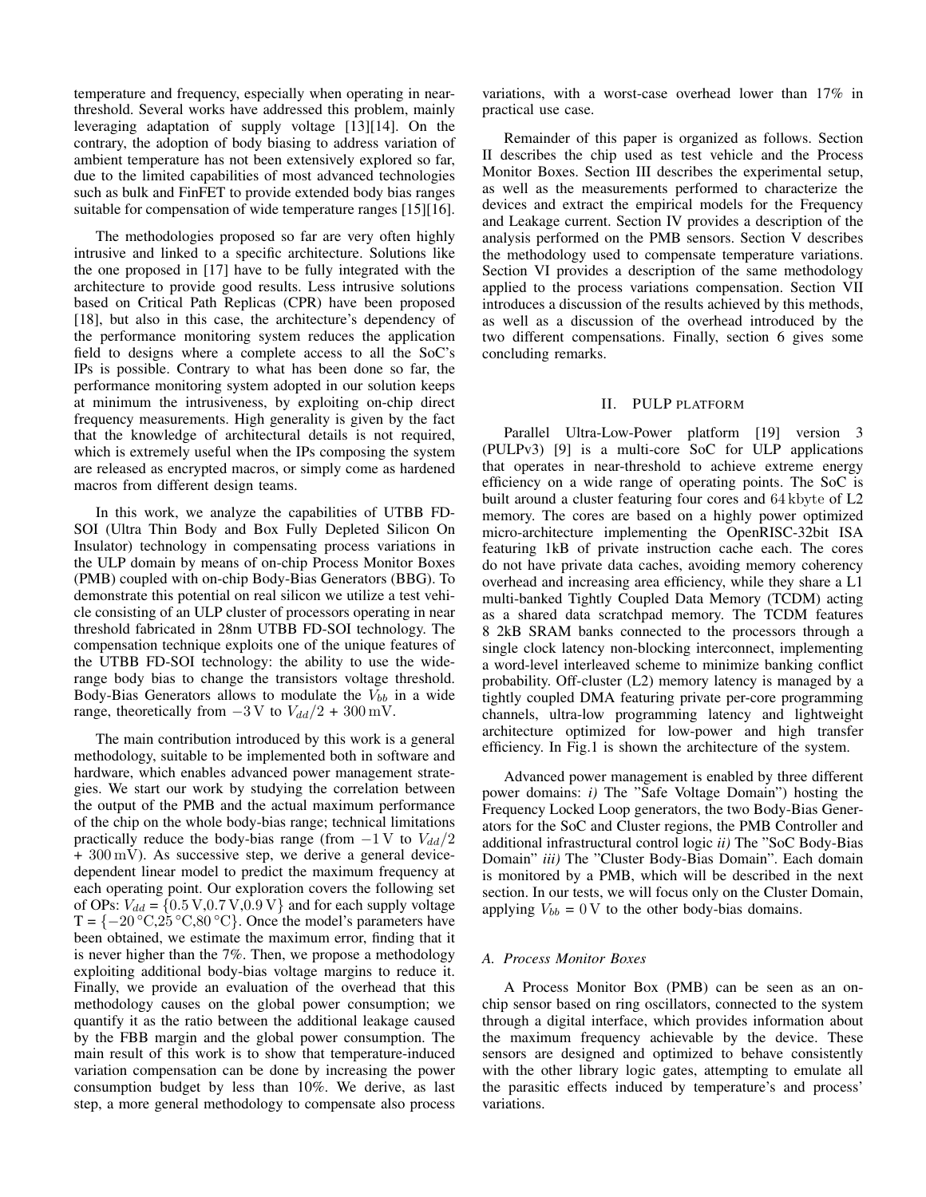temperature and frequency, especially when operating in near-threshold. Several works have addressed this problem, mainly leveraging adaptation of supply voltage [13][14]. On the contrary, the adoption of body biasing to address variation of ambient temperature has not been extensively explored so far, due to the limited capabilities of most advanced technologies such as bulk and FinFET to provide extended body bias ranges suitable for compensation of wide temperature ranges [15][16].

The methodologies proposed so far are very often highly intrusive and linked to a specific architecture. Solutions like the one proposed in [17] have to be fully integrated with the architecture to provide good results. Less intrusive solutions based on Critical Path Replicas (CPR) have been proposed [18], but also in this case, the architecture's dependency of the performance monitoring system reduces the application field to designs where a complete access to all the SoC's IPs is possible. Contrary to what has been done so far, the performance monitoring system adopted in our solution keeps at minimum the intrusiveness, by exploiting on-chip direct frequency measurements. High generality is given by the fact that the knowledge of architectural details is not required, which is extremely useful when the IPs composing the system are released as encrypted macros, or simply come as hardened macros from different design teams.

In this work, we analyze the capabilities of UTBB FD-SOI (Ultra Thin Body and Box Fully Depleted Silicon On Insulator) technology in compensating process variations in the ULP domain by means of on-chip Process Monitor Boxes (PMB) coupled with on-chip Body-Bias Generators (BBG). To demonstrate this potential on real silicon we utilize a test vehicle consisting of an ULP cluster of processors operating in near threshold fabricated in 28nm UTBB FD-SOI technology. The compensation technique exploits one of the unique features of the UTBB FD-SOI technology: the ability to use the wide-range body bias to change the transistors voltage threshold. Body-Bias Generators allows to modulate the $V_{bb}$ in a wide range, theoretically from $-3\,\mathrm{V}$ to $V_{dd}/2$ + $300\,\mathrm{mV}$.

The main contribution introduced by this work is a general methodology, suitable to be implemented both in software and hardware, which enables advanced power management strategies. We start our work by studying the correlation between the output of the PMB and the actual maximum performance of the chip on the whole body-bias range; technical limitations practically reduce the body-bias range (from $-1\,\mathrm{V}$ to $V_{dd}/2$ + $300\,\mathrm{mV}$). As successive step, we derive a general device-dependent linear model to predict the maximum frequency at each operating point. Our exploration covers the following set of OPs: $V_{dd} = \{0.5\,\mathrm{V}, 0.7\,\mathrm{V}, 0.9\,\mathrm{V}\}$ and for each supply voltage $\mathrm{T} = \{-20\,^{\circ}\mathrm{C}, 25\,^{\circ}\mathrm{C}, 80\,^{\circ}\mathrm{C}\}$. Once the model's parameters have been obtained, we estimate the maximum error, finding that it is never higher than the 7%. Then, we propose a methodology exploiting additional body-bias voltage margins to reduce it. Finally, we provide an evaluation of the overhead that this methodology causes on the global power consumption; we quantify it as the ratio between the additional leakage caused by the FBB margin and the global power consumption. The main result of this work is to show that temperature-induced variation compensation can be done by increasing the power consumption budget by less than 10%. We derive, as last step, a more general methodology to compensate also process variations, with a worst-case overhead lower than 17% in practical use case.

Remainder of this paper is organized as follows. Section II describes the chip used as test vehicle and the Process Monitor Boxes. Section III describes the experimental setup, as well as the measurements performed to characterize the devices and extract the empirical models for the Frequency and Leakage current. Section IV provides a description of the analysis performed on the PMB sensors. Section V describes the methodology used to compensate temperature variations. Section VI provides a description of the same methodology applied to the process variations compensation. Section VII introduces a discussion of the results achieved by this methods, as well as a discussion of the overhead introduced by the two different compensations. Finally, section 6 gives some concluding remarks.

## II. PULP PLATFORM

Parallel Ultra-Low-Power platform [19] version 3 (PULPv3) [9] is a multi-core SoC for ULP applications that operates in near-threshold to achieve extreme energy efficiency on a wide range of operating points. The SoC is built around a cluster featuring four cores and $64\,\mathrm{kbyte}$ of L2 memory. The cores are based on a highly power optimized micro-architecture implementing the OpenRISC-32bit ISA featuring 1kB of private instruction cache each. The cores do not have private data caches, avoiding memory coherency overhead and increasing area efficiency, while they share a L1 multi-banked Tightly Coupled Data Memory (TCDM) acting as a shared data scratchpad memory. The TCDM features 8 2kB SRAM banks connected to the processors through a single clock latency non-blocking interconnect, implementing a word-level interleaved scheme to minimize banking conflict probability. Off-cluster (L2) memory latency is managed by a tightly coupled DMA featuring private per-core programming channels, ultra-low programming latency and lightweight architecture optimized for low-power and high transfer efficiency. In Fig.1 is shown the architecture of the system.

Advanced power management is enabled by three different power domains: *i)* The "Safe Voltage Domain") hosting the Frequency Locked Loop generators, the two Body-Bias Generators for the SoC and Cluster regions, the PMB Controller and additional infrastructural control logic *ii)* The "SoC Body-Bias Domain" *iii)* The "Cluster Body-Bias Domain". Each domain is monitored by a PMB, which will be described in the next section. In our tests, we will focus only on the Cluster Domain, applying $V_{bb} = 0\,\mathrm{V}$ to the other body-bias domains.

### A. Process Monitor Boxes

A Process Monitor Box (PMB) can be seen as an on-chip sensor based on ring oscillators, connected to the system through a digital interface, which provides information about the maximum frequency achievable by the device. These sensors are designed and optimized to behave consistently with the other library logic gates, attempting to emulate all the parasitic effects induced by temperature's and process' variations.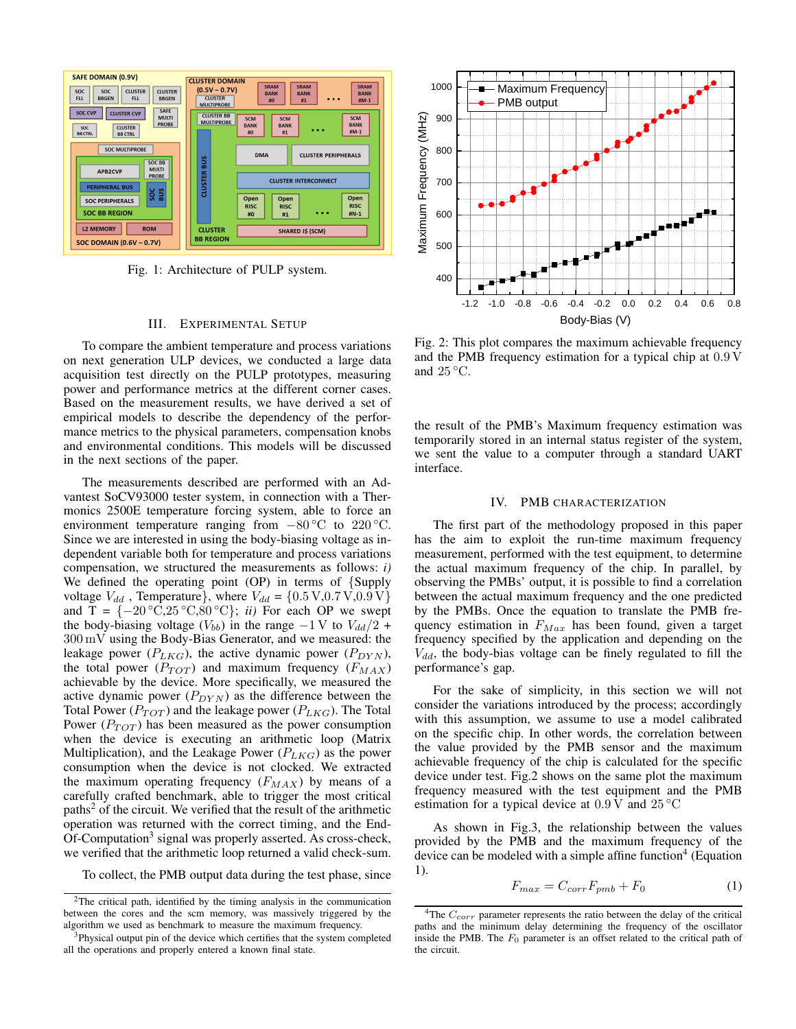Fig. 1: Architecture of PULP system.

## III. Experimental Setup

To compare the ambient temperature and process variations on next generation ULP devices, we conducted a large data acquisition test directly on the PULP prototypes, measuring power and performance metrics at the different corner cases. Based on the measurement results, we have derived a set of empirical models to describe the dependency of the performance metrics to the physical parameters, compensation knobs and environmental conditions. This models will be discussed in the next sections of the paper.

The measurements described are performed with an Advantest SoCV93000 tester system, in connection with a Thermonics 2500E temperature forcing system, able to force an environment temperature ranging from $-80\,°\mathrm{C}$ to $220\,°\mathrm{C}$. Since we are interested in using the body-biasing voltage as independent variable both for temperature and process variations compensation, we structured the measurements as follows: *i)* We defined the operating point (OP) in terms of {Supply voltage $V_{dd}$ , Temperature}, where $V_{dd} = \{0.5\,\mathrm{V}, 0.7\,\mathrm{V}, 0.9\,\mathrm{V}\}$ and T = $\{-20\,°\mathrm{C}, 25\,°\mathrm{C}, 80\,°\mathrm{C}\}$; *ii)* For each OP we swept the body-biasing voltage ($V_{bb}$) in the range $-1\,\mathrm{V}$ to $V_{dd}/2 + 300\,\mathrm{mV}$ using the Body-Bias Generator, and we measured: the leakage power ($P_{LKG}$), the active dynamic power ($P_{DYN}$), the total power ($P_{TOT}$) and maximum frequency ($F_{MAX}$) achievable by the device. More specifically, we measured the active dynamic power ($P_{DYN}$) as the difference between the Total Power ($P_{TOT}$) and the leakage power ($P_{LKG}$). The Total Power ($P_{TOT}$) has been measured as the power consumption when the device is executing an arithmetic loop (Matrix Multiplication), and the Leakage Power ($P_{LKG}$) as the power consumption when the device is not clocked. We extracted the maximum operating frequency ($F_{MAX}$) by means of a carefully crafted benchmark, able to trigger the most critical paths[2] of the circuit. We verified that the result of the arithmetic operation was returned with the correct timing, and the End-Of-Computation[3] signal was properly asserted. As cross-check, we verified that the arithmetic loop returned a valid check-sum.

To collect, the PMB output data during the test phase, since the result of the PMB's Maximum frequency estimation was temporarily stored in an internal status register of the system, we sent the value to a computer through a standard UART interface.

[2]The critical path, identified by the timing analysis in the communication between the cores and the scm memory, was massively triggered by the algorithm we used as benchmark to measure the maximum frequency.

[3]Physical output pin of the device which certifies that the system completed all the operations and properly entered a known final state.

Fig. 2: This plot compares the maximum achievable frequency and the PMB frequency estimation for a typical chip at $0.9\,\mathrm{V}$ and $25\,°\mathrm{C}$.

## IV. PMB Characterization

The first part of the methodology proposed in this paper has the aim to exploit the run-time maximum frequency measurement, performed with the test equipment, to determine the actual maximum frequency of the chip. In parallel, by observing the PMBs' output, it is possible to find a correlation between the actual maximum frequency and the one predicted by the PMBs. Once the equation to translate the PMB frequency estimation in $F_{Max}$ has been found, given a target frequency specified by the application and depending on the $V_{dd}$, the body-bias voltage can be finely regulated to fill the performance's gap.

For the sake of simplicity, in this section we will not consider the variations introduced by the process; accordingly with this assumption, we assume to use a model calibrated on the specific chip. In other words, the correlation between the value provided by the PMB sensor and the maximum achievable frequency of the chip is calculated for the specific device under test. Fig.2 shows on the same plot the maximum frequency measured with the test equipment and the PMB estimation for a typical device at $0.9\,\mathrm{V}$ and $25\,°\mathrm{C}$

As shown in Fig.3, the relationship between the values provided by the PMB and the maximum frequency of the device can be modeled with a simple affine function[4] (Equation 1).

$$F_{max} = C_{corr} F_{pmb} + F_0 \tag{1}$$

[4]The $C_{corr}$ parameter represents the ratio between the delay of the critical paths and the minimum delay determining the frequency of the oscillator inside the PMB. The $F_0$ parameter is an offset related to the critical path of the circuit.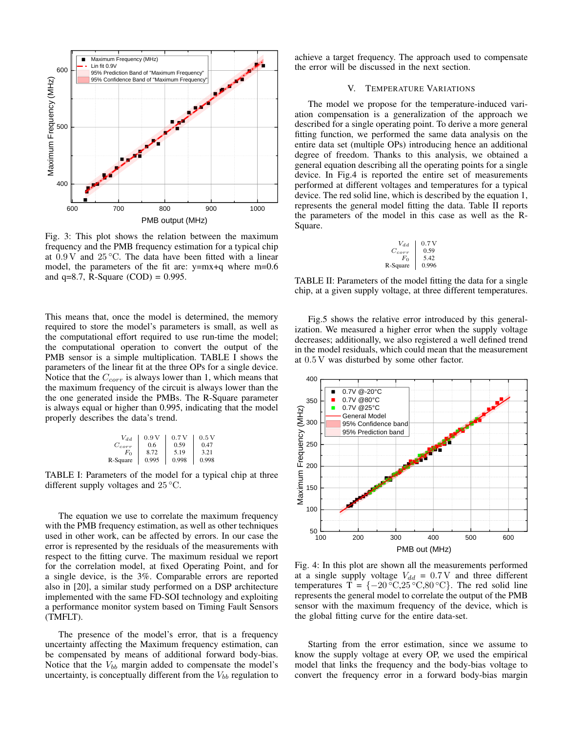Fig. 3: This plot shows the relation between the maximum frequency and the PMB frequency estimation for a typical chip at $0.9\,\mathrm{V}$ and $25\,^{\circ}\mathrm{C}$. The data have been fitted with a linear model, the parameters of the fit are: y=mx+q where m=0.6 and q=8.7, R-Square (COD) = 0.995.

This means that, once the model is determined, the memory required to store the model's parameters is small, as well as the computational effort required to use run-time the model; the computational operation to convert the output of the PMB sensor is a simple multiplication. TABLE I shows the parameters of the linear fit at the three OPs for a single device. Notice that the $C_{corr}$ is always lower than 1, which means that the maximum frequency of the circuit is always lower than the the one generated inside the PMBs. The R-Square parameter is always equal or higher than 0.995, indicating that the model properly describes the data's trend.

| $V_{dd}$ | 0.9 V | 0.7 V | 0.5 V |
|---|---|---|---|
| $C_{corr}$ | 0.6 | 0.59 | 0.47 |
| $F_0$ | 8.72 | 5.19 | 3.21 |
| R-Square | 0.995 | 0.998 | 0.998 |

TABLE I: Parameters of the model for a typical chip at three different supply voltages and $25\,^{\circ}\mathrm{C}$.

The equation we use to correlate the maximum frequency with the PMB frequency estimation, as well as other techniques used in other work, can be affected by errors. In our case the error is represented by the residuals of the measurements with respect to the fitting curve. The maximum residual we report for the correlation model, at fixed Operating Point, and for a single device, is the 3%. Comparable errors are reported also in [20], a similar study performed on a DSP architecture implemented with the same FD-SOI technology and exploiting a performance monitor system based on Timing Fault Sensors (TMFLT).

The presence of the model's error, that is a frequency uncertainty affecting the Maximum frequency estimation, can be compensated by means of additional forward body-bias. Notice that the $V_{bb}$ margin added to compensate the model's uncertainty, is conceptually different from the $V_{bb}$ regulation to achieve a target frequency. The approach used to compensate the error will be discussed in the next section.

## V. Temperature Variations

The model we propose for the temperature-induced variation compensation is a generalization of the approach we described for a single operating point. To derive a more general fitting function, we performed the same data analysis on the entire data set (multiple OPs) introducing hence an additional degree of freedom. Thanks to this analysis, we obtained a general equation describing all the operating points for a single device. In Fig.4 is reported the entire set of measurements performed at different voltages and temperatures for a typical device. The red solid line, which is described by the equation 1, represents the general model fitting the data. Table II reports the parameters of the model in this case as well as the R-Square.

| $V_{dd}$ | 0.7 V |
|---|---|
| $C_{corr}$ | 0.59 |
| $F_0$ | 5.42 |
| R-Square | 0.996 |

TABLE II: Parameters of the model fitting the data for a single chip, at a given supply voltage, at three different temperatures.

Fig.5 shows the relative error introduced by this generalization. We measured a higher error when the supply voltage decreases; additionally, we also registered a well defined trend in the model residuals, which could mean that the measurement at $0.5\,\mathrm{V}$ was disturbed by some other factor.

Fig. 4: In this plot are shown all the measurements performed at a single supply voltage $V_{dd} = 0.7\,\mathrm{V}$ and three different temperatures $\mathrm{T} = \{-20\,^{\circ}\mathrm{C}, 25\,^{\circ}\mathrm{C}, 80\,^{\circ}\mathrm{C}\}$. The red solid line represents the general model to correlate the output of the PMB sensor with the maximum frequency of the device, which is the global fitting curve for the entire data-set.

Starting from the error estimation, since we assume to know the supply voltage at every OP, we used the empirical model that links the frequency and the body-bias voltage to convert the frequency error in a forward body-bias margin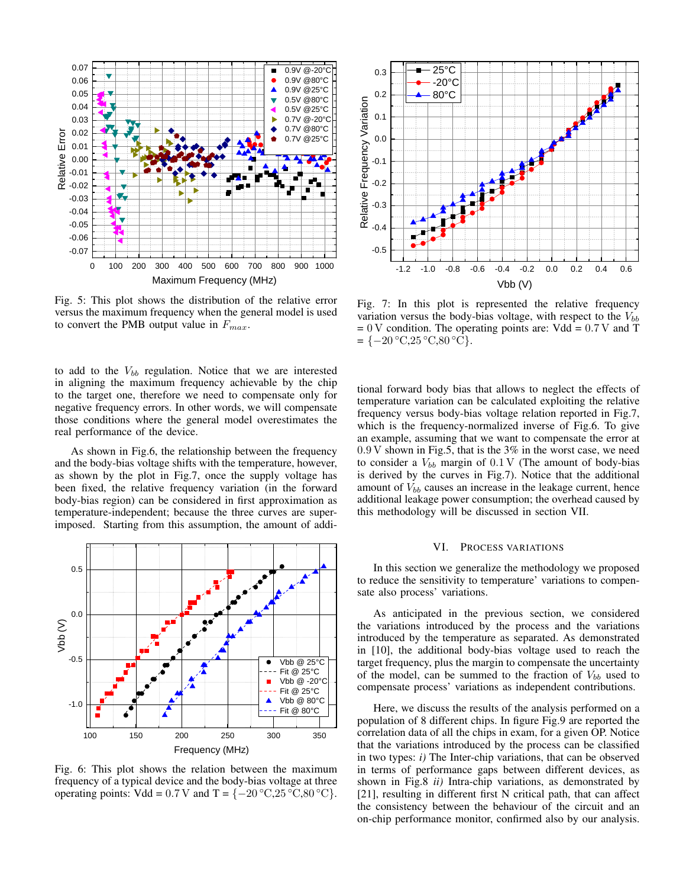Fig. 5: This plot shows the distribution of the relative error versus the maximum frequency when the general model is used to convert the PMB output value in $F_{max}$.

Fig. 7: In this plot is represented the relative frequency variation versus the body-bias voltage, with respect to the $V_{bb}$ = 0 V condition. The operating points are: Vdd = 0.7 V and T = {−20 °C,25 °C,80 °C}.

to add to the $V_{bb}$ regulation. Notice that we are interested in aligning the maximum frequency achievable by the chip to the target one, therefore we need to compensate only for negative frequency errors. In other words, we will compensate those conditions where the general model overestimates the real performance of the device.

As shown in Fig.6, the relationship between the frequency and the body-bias voltage shifts with the temperature, however, as shown by the plot in Fig.7, once the supply voltage has been fixed, the relative frequency variation (in the forward body-bias region) can be considered in first approximation as temperature-independent; because the three curves are superimposed. Starting from this assumption, the amount of additional forward body bias that allows to neglect the effects of temperature variation can be calculated exploiting the relative frequency versus body-bias voltage relation reported in Fig.7, which is the frequency-normalized inverse of Fig.6. To give an example, assuming that we want to compensate the error at 0.9 V shown in Fig.5, that is the 3% in the worst case, we need to consider a $V_{bb}$ margin of 0.1 V (The amount of body-bias is derived by the curves in Fig.7). Notice that the additional amount of $V_{bb}$ causes an increase in the leakage current, hence additional leakage power consumption; the overhead caused by this methodology will be discussed in section VII.

Fig. 6: This plot shows the relation between the maximum frequency of a typical device and the body-bias voltage at three operating points: Vdd = 0.7 V and T = {−20 °C,25 °C,80 °C}.

## VI. Process Variations

In this section we generalize the methodology we proposed to reduce the sensitivity to temperature' variations to compensate also process' variations.

As anticipated in the previous section, we considered the variations introduced by the process and the variations introduced by the temperature as separated. As demonstrated in [10], the additional body-bias voltage used to reach the target frequency, plus the margin to compensate the uncertainty of the model, can be summed to the fraction of $V_{bb}$ used to compensate process' variations as independent contributions.

Here, we discuss the results of the analysis performed on a population of 8 different chips. In figure Fig.9 are reported the correlation data of all the chips in exam, for a given OP. Notice that the variations introduced by the process can be classified in two types: *i)* The Inter-chip variations, that can be observed in terms of performance gaps between different devices, as shown in Fig.8 *ii)* Intra-chip variations, as demonstrated by [21], resulting in different first N critical path, that can affect the consistency between the behaviour of the circuit and an on-chip performance monitor, confirmed also by our analysis.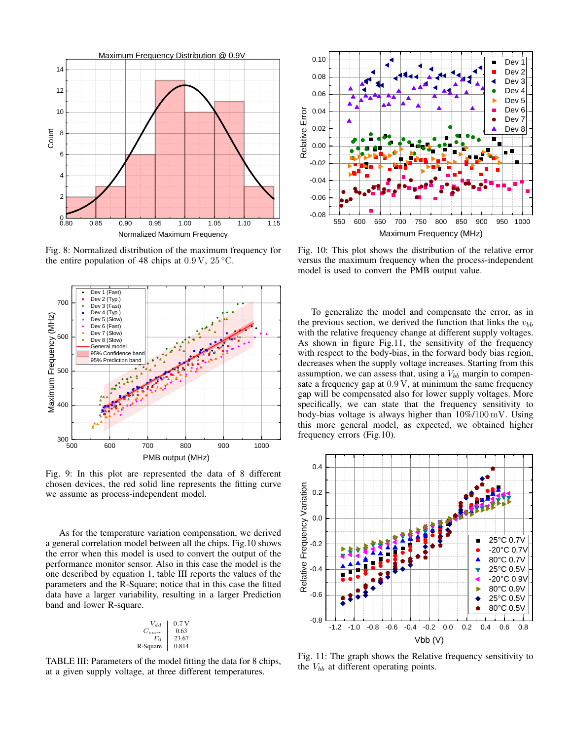Fig. 8: Normalized distribution of the maximum frequency for the entire population of 48 chips at 0.9 V, 25 °C.

Fig. 9: In this plot are represented the data of 8 different chosen devices, the red solid line represents the fitting curve we assume as process-independent model.

As for the temperature variation compensation, we derived a general correlation model between all the chips. Fig.10 shows the error when this model is used to convert the output of the performance monitor sensor. Also in this case the model is the one described by equation 1, table III reports the values of the parameters and the R-Square; notice that in this case the fitted data have a larger variability, resulting in a larger Prediction band and lower R-square.

| | |
|---|---|
| $V_{dd}$ | 0.7 V |
| $C_{corr}$ | 0.63 |
| $F_0$ | 23.67 |
| R-Square | 0.814 |

TABLE III: Parameters of the model fitting the data for 8 chips, at a given supply voltage, at three different temperatures.

Fig. 10: This plot shows the distribution of the relative error versus the maximum frequency when the process-independent model is used to convert the PMB output value.

To generalize the model and compensate the error, as in the previous section, we derived the function that links the $v_{bb}$ with the relative frequency change at different supply voltages. As shown in figure Fig.11, the sensitivity of the frequency with respect to the body-bias, in the forward body bias region, decreases when the supply voltage increases. Starting from this assumption, we can assess that, using a $V_{bb}$ margin to compensate a frequency gap at 0.9 V, at minimum the same frequency gap will be compensated also for lower supply voltages. More specifically, we can state that the frequency sensitivity to body-bias voltage is always higher than 10%/100 mV. Using this more general model, as expected, we obtained higher frequency errors (Fig.10).

Fig. 11: The graph shows the Relative frequency sensitivity to the $V_{bb}$ at different operating points.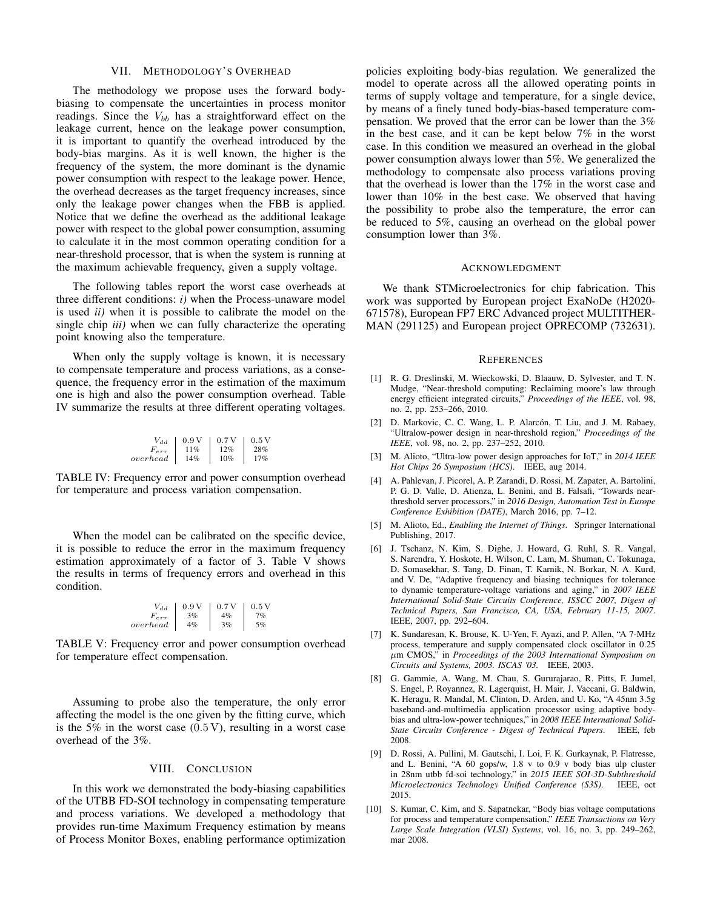## VII. Methodology's Overhead

The methodology we propose uses the forward body-biasing to compensate the uncertainties in process monitor readings. Since the $V_{bb}$ has a straightforward effect on the leakage current, hence on the leakage power consumption, it is important to quantify the overhead introduced by the body-bias margins. As it is well known, the higher is the frequency of the system, the more dominant is the dynamic power consumption with respect to the leakage power. Hence, the overhead decreases as the target frequency increases, since only the leakage power changes when the FBB is applied. Notice that we define the overhead as the additional leakage power with respect to the global power consumption, assuming to calculate it in the most common operating condition for a near-threshold processor, that is when the system is running at the maximum achievable frequency, given a supply voltage.

The following tables report the worst case overheads at three different conditions: *i)* when the Process-unaware model is used *ii)* when it is possible to calibrate the model on the single chip *iii)* when we can fully characterize the operating point knowing also the temperature.

When only the supply voltage is known, it is necessary to compensate temperature and process variations, as a consequence, the frequency error in the estimation of the maximum one is high and also the power consumption overhead. Table IV summarize the results at three different operating voltages.

| $V_{dd}$ | 0.9 V | 0.7 V | 0.5 V |
|---|---|---|---|
| $F_{err}$ | 11% | 12% | 28% |
| $overhead$ | 14% | 10% | 17% |

TABLE IV: Frequency error and power consumption overhead for temperature and process variation compensation.

When the model can be calibrated on the specific device, it is possible to reduce the error in the maximum frequency estimation approximately of a factor of 3. Table V shows the results in terms of frequency errors and overhead in this condition.

| $V_{dd}$ | 0.9 V | 0.7 V | 0.5 V |
|---|---|---|---|
| $F_{err}$ | 3% | 4% | 7% |
| $overhead$ | 4% | 3% | 5% |

TABLE V: Frequency error and power consumption overhead for temperature effect compensation.

Assuming to probe also the temperature, the only error affecting the model is the one given by the fitting curve, which is the 5% in the worst case (0.5 V), resulting in a worst case overhead of the 3%.

## VIII. Conclusion

In this work we demonstrated the body-biasing capabilities of the UTBB FD-SOI technology in compensating temperature and process variations. We developed a methodology that provides run-time Maximum Frequency estimation by means of Process Monitor Boxes, enabling performance optimization policies exploiting body-bias regulation. We generalized the model to operate across all the allowed operating points in terms of supply voltage and temperature, for a single device, by means of a finely tuned body-bias-based temperature compensation. We proved that the error can be lower than the 3% in the best case, and it can be kept below 7% in the worst case. In this condition we measured an overhead in the global power consumption always lower than 5%. We generalized the methodology to compensate also process variations proving that the overhead is lower than the 17% in the worst case and lower than 10% in the best case. We observed that having the possibility to probe also the temperature, the error can be reduced to 5%, causing an overhead on the global power consumption lower than 3%.

## Acknowledgment

We thank STMicroelectronics for chip fabrication. This work was supported by European project ExaNoDe (H2020-671578), European FP7 ERC Advanced project MULTITHERMAN (291125) and European project OPRECOMP (732631).

## References

[1] R. G. Dreslinski, M. Wieckowski, D. Blaauw, D. Sylvester, and T. N. Mudge, "Near-threshold computing: Reclaiming moore's law through energy efficient integrated circuits," *Proceedings of the IEEE*, vol. 98, no. 2, pp. 253–266, 2010.

[2] D. Markovic, C. C. Wang, L. P. Alarcón, T. Liu, and J. M. Rabaey, "Ultralow-power design in near-threshold region," *Proceedings of the IEEE*, vol. 98, no. 2, pp. 237–252, 2010.

[3] M. Alioto, "Ultra-low power design approaches for IoT," in *2014 IEEE Hot Chips 26 Symposium (HCS)*. IEEE, aug 2014.

[4] A. Pahlevan, J. Picorel, A. P. Zarandi, D. Rossi, M. Zapater, A. Bartolini, P. G. D. Valle, D. Atienza, L. Benini, and B. Falsafi, "Towards near-threshold server processors," in *2016 Design, Automation Test in Europe Conference Exhibition (DATE)*, March 2016, pp. 7–12.

[5] M. Alioto, Ed., *Enabling the Internet of Things*. Springer International Publishing, 2017.

[6] J. Tschanz, N. Kim, S. Dighe, J. Howard, G. Ruhl, S. R. Vangal, S. Narendra, Y. Hoskote, H. Wilson, C. Lam, M. Shuman, C. Tokunaga, D. Somasekhar, S. Tang, D. Finan, T. Karnik, N. Borkar, N. A. Kurd, and V. De, "Adaptive frequency and biasing techniques for tolerance to dynamic temperature-voltage variations and aging," in *2007 IEEE International Solid-State Circuits Conference, ISSCC 2007, Digest of Technical Papers, San Francisco, CA, USA, February 11-15, 2007*. IEEE, 2007, pp. 292–604.

[7] K. Sundaresan, K. Brouse, K. U-Yen, F. Ayazi, and P. Allen, "A 7-MHz process, temperature and supply compensated clock oscillator in 0.25 $\mu$m CMOS," in *Proceedings of the 2003 International Symposium on Circuits and Systems, 2003. ISCAS '03.* IEEE, 2003.

[8] G. Gammie, A. Wang, M. Chau, S. Gururajarao, R. Pitts, F. Jumel, S. Engel, P. Royannez, R. Lagerquist, H. Mair, J. Vaccani, G. Baldwin, K. Heragu, R. Mandal, M. Clinton, D. Arden, and U. Ko, "A 45nm 3.5g baseband-and-multimedia application processor using adaptive body-bias and ultra-low-power techniques," in *2008 IEEE International Solid-State Circuits Conference - Digest of Technical Papers*. IEEE, feb 2008.

[9] D. Rossi, A. Pullini, M. Gautschi, I. Loi, F. K. Gurkaynak, P. Flatresse, and L. Benini, "A 60 gops/w, 1.8 v to 0.9 v body bias ulp cluster in 28nm utbb fd-soi technology," in *2015 IEEE SOI-3D-Subthreshold Microelectronics Technology Unified Conference (S3S)*. IEEE, oct 2015.

[10] S. Kumar, C. Kim, and S. Sapatnekar, "Body bias voltage computations for process and temperature compensation," *IEEE Transactions on Very Large Scale Integration (VLSI) Systems*, vol. 16, no. 3, pp. 249–262, mar 2008.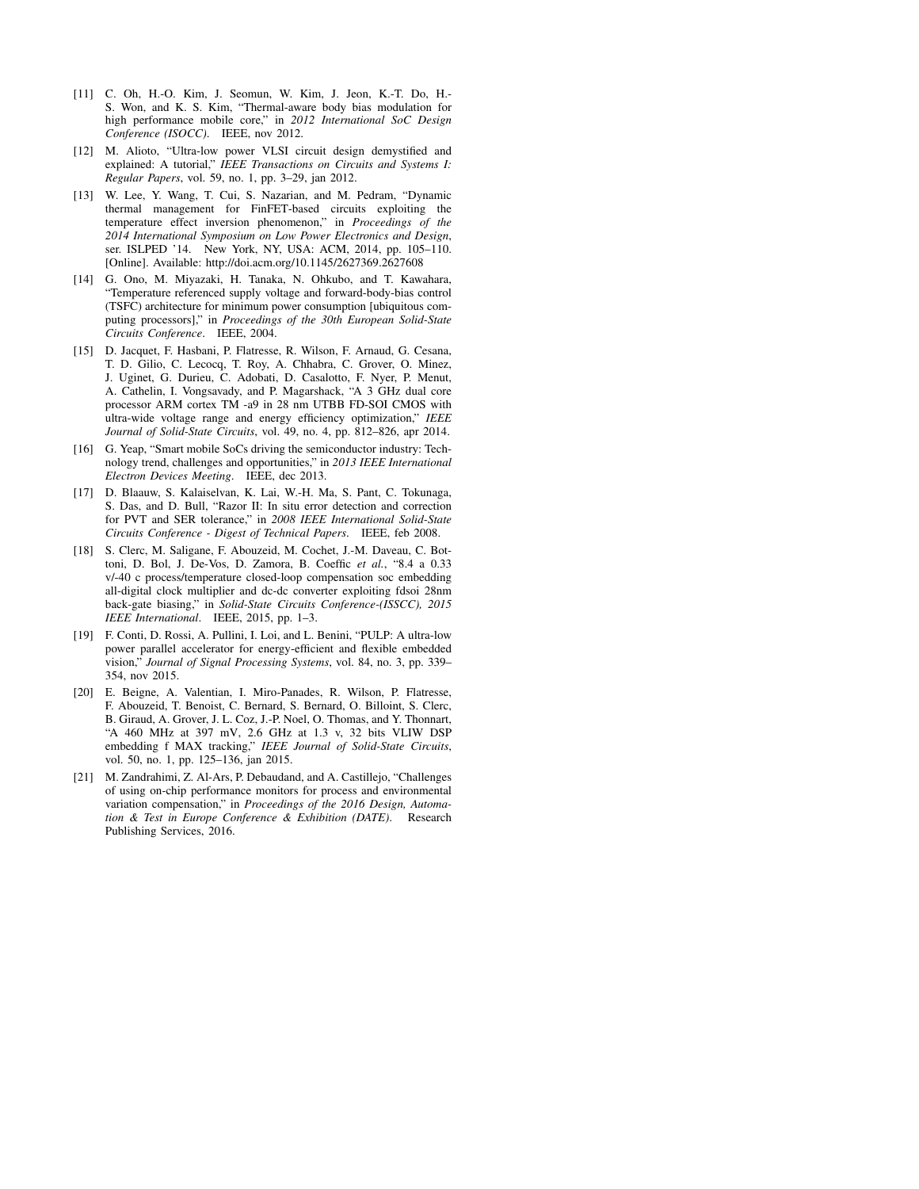[11] C. Oh, H.-O. Kim, J. Seomun, W. Kim, J. Jeon, K.-T. Do, H.-S. Won, and K. S. Kim, "Thermal-aware body bias modulation for high performance mobile core," in *2012 International SoC Design Conference (ISOCC)*. IEEE, nov 2012.

[12] M. Alioto, "Ultra-low power VLSI circuit design demystified and explained: A tutorial," *IEEE Transactions on Circuits and Systems I: Regular Papers*, vol. 59, no. 1, pp. 3–29, jan 2012.

[13] W. Lee, Y. Wang, T. Cui, S. Nazarian, and M. Pedram, "Dynamic thermal management for FinFET-based circuits exploiting the temperature effect inversion phenomenon," in *Proceedings of the 2014 International Symposium on Low Power Electronics and Design*, ser. ISLPED '14. New York, NY, USA: ACM, 2014, pp. 105–110. [Online]. Available: http://doi.acm.org/10.1145/2627369.2627608

[14] G. Ono, M. Miyazaki, H. Tanaka, N. Ohkubo, and T. Kawahara, "Temperature referenced supply voltage and forward-body-bias control (TSFC) architecture for minimum power consumption [ubiquitous computing processors]," in *Proceedings of the 30th European Solid-State Circuits Conference*. IEEE, 2004.

[15] D. Jacquet, F. Hasbani, P. Flatresse, R. Wilson, F. Arnaud, G. Cesana, T. D. Gilio, C. Lecocq, T. Roy, A. Chhabra, C. Grover, O. Minez, J. Uginet, G. Durieu, C. Adobati, D. Casalotto, F. Nyer, P. Menut, A. Cathelin, I. Vongsavady, and P. Magarshack, "A 3 GHz dual core processor ARM cortex TM -a9 in 28 nm UTBB FD-SOI CMOS with ultra-wide voltage range and energy efficiency optimization," *IEEE Journal of Solid-State Circuits*, vol. 49, no. 4, pp. 812–826, apr 2014.

[16] G. Yeap, "Smart mobile SoCs driving the semiconductor industry: Technology trend, challenges and opportunities," in *2013 IEEE International Electron Devices Meeting*. IEEE, dec 2013.

[17] D. Blaauw, S. Kalaiselvan, K. Lai, W.-H. Ma, S. Pant, C. Tokunaga, S. Das, and D. Bull, "Razor II: In situ error detection and correction for PVT and SER tolerance," in *2008 IEEE International Solid-State Circuits Conference - Digest of Technical Papers*. IEEE, feb 2008.

[18] S. Clerc, M. Saligane, F. Abouzeid, M. Cochet, J.-M. Daveau, C. Bottoni, D. Bol, J. De-Vos, D. Zamora, B. Coeffic *et al.*, "8.4 a 0.33 v/-40 c process/temperature closed-loop compensation soc embedding all-digital clock multiplier and dc-dc converter exploiting fdsoi 28nm back-gate biasing," in *Solid-State Circuits Conference-(ISSCC), 2015 IEEE International*. IEEE, 2015, pp. 1–3.

[19] F. Conti, D. Rossi, A. Pullini, I. Loi, and L. Benini, "PULP: A ultra-low power parallel accelerator for energy-efficient and flexible embedded vision," *Journal of Signal Processing Systems*, vol. 84, no. 3, pp. 339–354, nov 2015.

[20] E. Beigne, A. Valentian, I. Miro-Panades, R. Wilson, P. Flatresse, F. Abouzeid, T. Benoist, C. Bernard, S. Bernard, O. Billoint, S. Clerc, B. Giraud, A. Grover, J. L. Coz, J.-P. Noel, O. Thomas, and Y. Thonnart, "A 460 MHz at 397 mV, 2.6 GHz at 1.3 v, 32 bits VLIW DSP embedding f MAX tracking," *IEEE Journal of Solid-State Circuits*, vol. 50, no. 1, pp. 125–136, jan 2015.

[21] M. Zandrahimi, Z. Al-Ars, P. Debaudand, and A. Castillejo, "Challenges of using on-chip performance monitors for process and environmental variation compensation," in *Proceedings of the 2016 Design, Automation & Test in Europe Conference & Exhibition (DATE)*. Research Publishing Services, 2016.